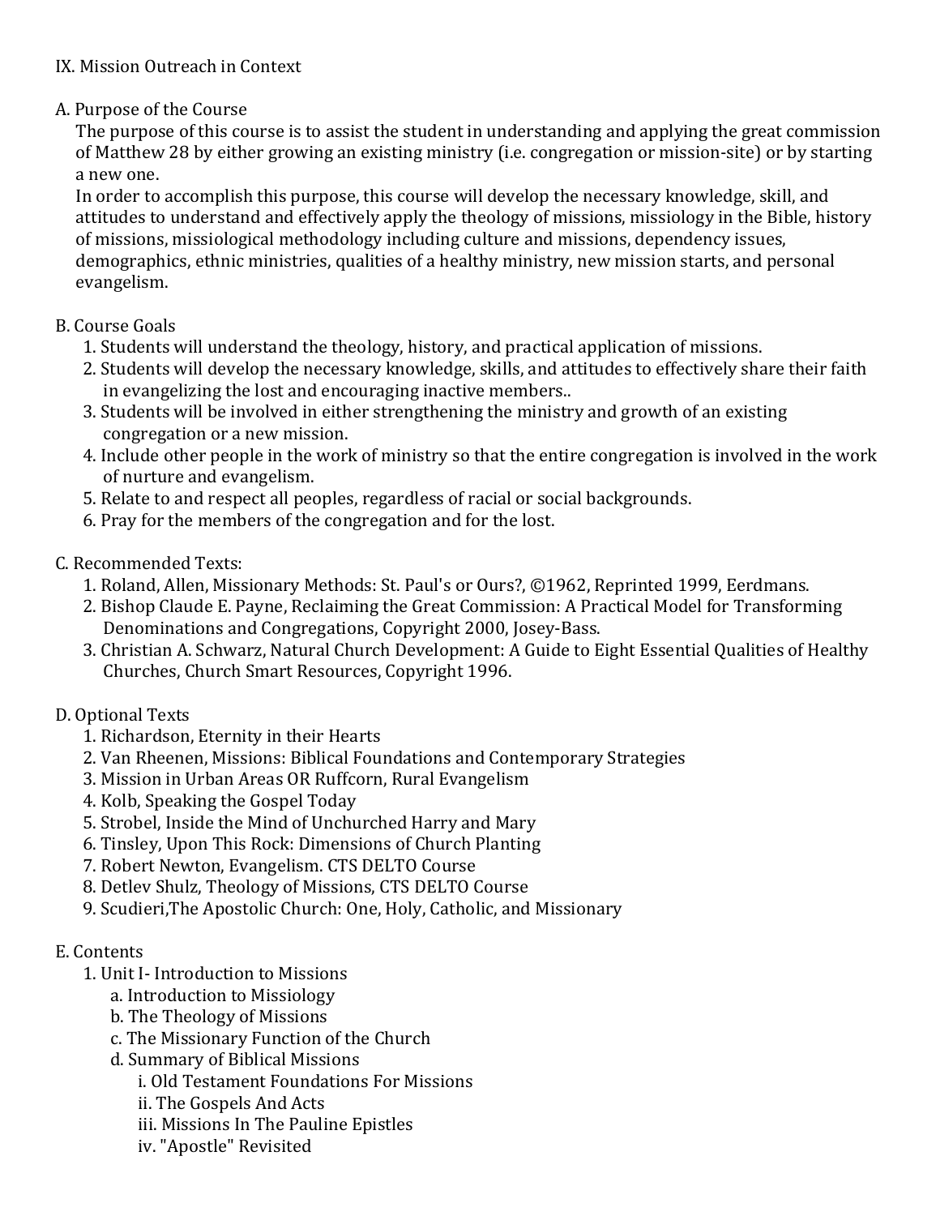IX. Mission Outreach in Context

A. Purpose of the Course

The purpose of this course is to assist the student in understanding and applying the great commission of Matthew 28 by either growing an existing ministry (i.e. congregation or mission-site) or by starting a new one.

In order to accomplish this purpose, this course will develop the necessary knowledge, skill, and attitudes to understand and effectively apply the theology of missions, missiology in the Bible, history of missions, missiological methodology including culture and missions, dependency issues, demographics, ethnic ministries, qualities of a healthy ministry, new mission starts, and personal evangelism.

B. Course Goals

1. Students will understand the theology, history, and practical application of missions.
2. Students will develop the necessary knowledge, skills, and attitudes to effectively share their faith in evangelizing the lost and encouraging inactive members..
3. Students will be involved in either strengthening the ministry and growth of an existing congregation or a new mission.
4. Include other people in the work of ministry so that the entire congregation is involved in the work of nurture and evangelism.
5. Relate to and respect all peoples, regardless of racial or social backgrounds.
6. Pray for the members of the congregation and for the lost.

C. Recommended Texts:

1. Roland, Allen, Missionary Methods: St. Paul's or Ours?, ©1962, Reprinted 1999, Eerdmans.
2. Bishop Claude E. Payne, Reclaiming the Great Commission: A Practical Model for Transforming Denominations and Congregations, Copyright 2000, Josey-Bass.
3. Christian A. Schwarz, Natural Church Development: A Guide to Eight Essential Qualities of Healthy Churches, Church Smart Resources, Copyright 1996.

D. Optional Texts

1. Richardson, Eternity in their Hearts
2. Van Rheenen, Missions: Biblical Foundations and Contemporary Strategies
3. Mission in Urban Areas OR Ruffcorn, Rural Evangelism
4. Kolb, Speaking the Gospel Today
5. Strobel, Inside the Mind of Unchurched Harry and Mary
6. Tinsley, Upon This Rock: Dimensions of Church Planting
7. Robert Newton, Evangelism. CTS DELTO Course
8. Detlev Shulz, Theology of Missions, CTS DELTO Course
9. Scudieri,The Apostolic Church: One, Holy, Catholic, and Missionary

E. Contents

1. Unit I- Introduction to Missions
   a. Introduction to Missiology
   b. The Theology of Missions
   c. The Missionary Function of the Church
   d. Summary of Biblical Missions
      i. Old Testament Foundations For Missions
      ii. The Gospels And Acts
      iii. Missions In The Pauline Epistles
      iv. "Apostle" Revisited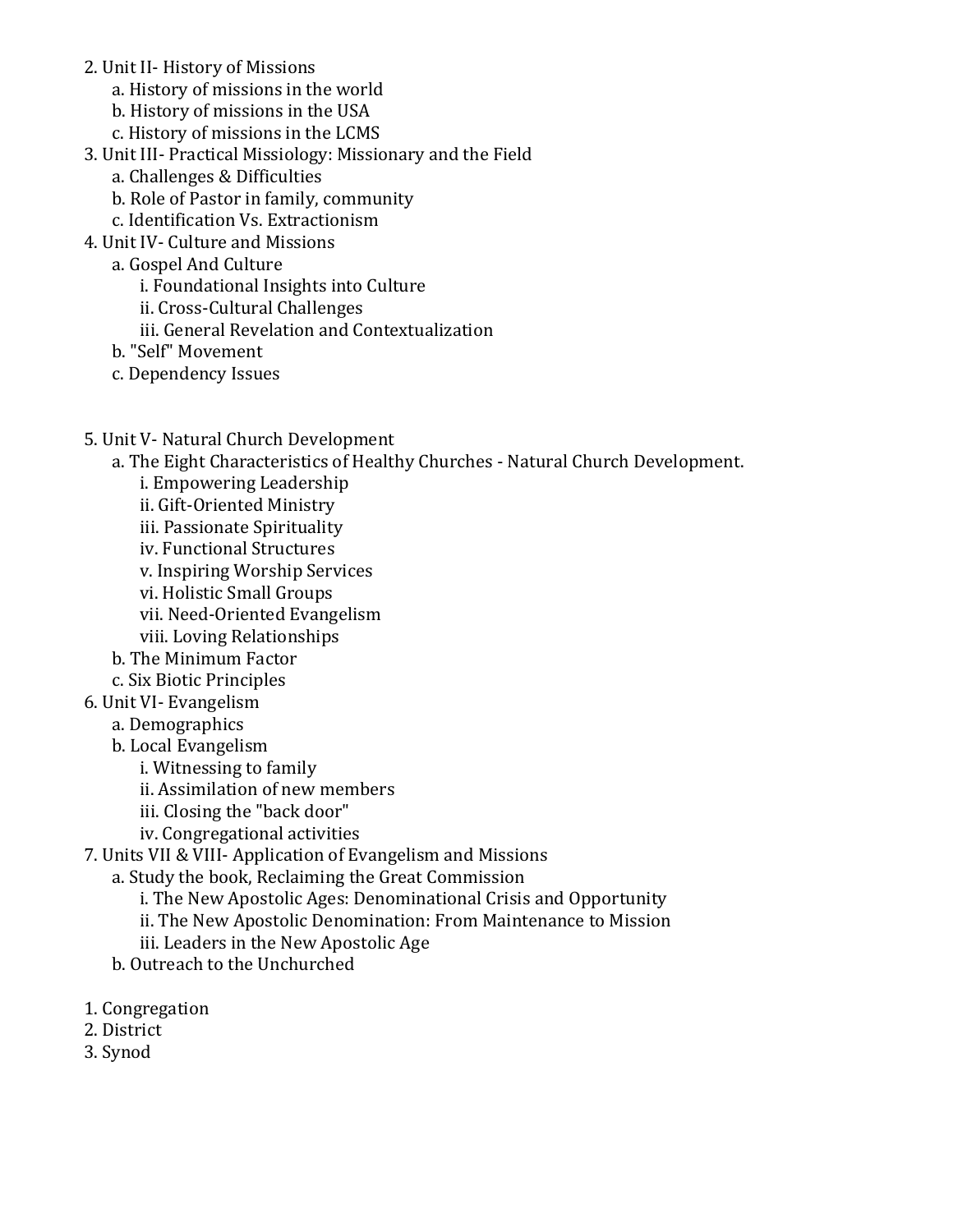2. Unit II- History of Missions
    a. History of missions in the world
    b. History of missions in the USA
    c. History of missions in the LCMS
3. Unit III- Practical Missiology: Missionary and the Field
    a. Challenges & Difficulties
    b. Role of Pastor in family, community
    c. Identification Vs. Extractionism
4. Unit IV- Culture and Missions
    a. Gospel And Culture
        i. Foundational Insights into Culture
        ii. Cross-Cultural Challenges
        iii. General Revelation and Contextualization
    b. "Self" Movement
    c. Dependency Issues

5. Unit V- Natural Church Development
    a. The Eight Characteristics of Healthy Churches - Natural Church Development.
        i. Empowering Leadership
        ii. Gift-Oriented Ministry
        iii. Passionate Spirituality
        iv. Functional Structures
        v. Inspiring Worship Services
        vi. Holistic Small Groups
        vii. Need-Oriented Evangelism
        viii. Loving Relationships
    b. The Minimum Factor
    c. Six Biotic Principles
6. Unit VI- Evangelism
    a. Demographics
    b. Local Evangelism
        i. Witnessing to family
        ii. Assimilation of new members
        iii. Closing the "back door"
        iv. Congregational activities
7. Units VII & VIII- Application of Evangelism and Missions
    a. Study the book, Reclaiming the Great Commission
        i. The New Apostolic Ages: Denominational Crisis and Opportunity
        ii. The New Apostolic Denomination: From Maintenance to Mission
        iii. Leaders in the New Apostolic Age
    b. Outreach to the Unchurched

1. Congregation
2. District
3. Synod